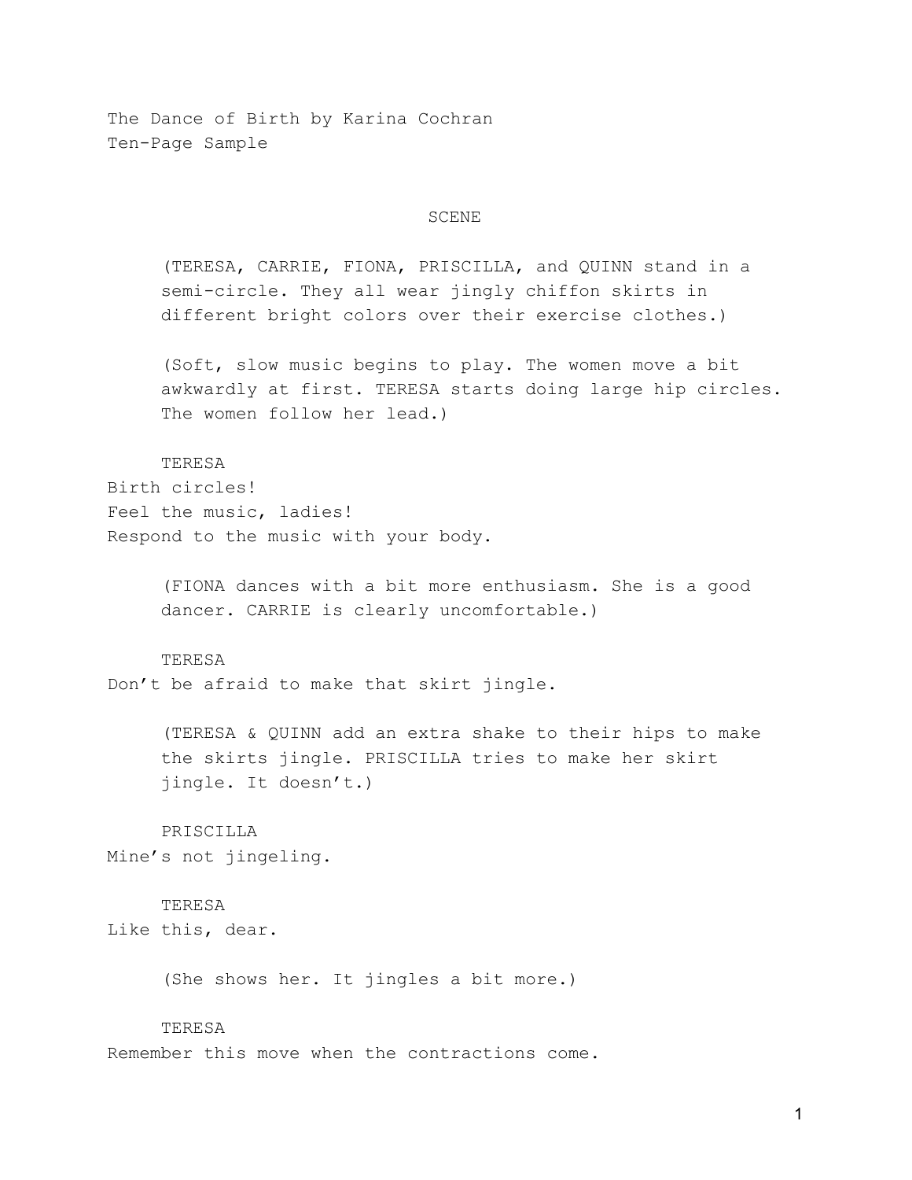The Dance of Birth by Karina Cochran
Ten-Page Sample

## SCENE

(TERESA, CARRIE, FIONA, PRISCILLA, and QUINN stand in a semi-circle. They all wear jingly chiffon skirts in different bright colors over their exercise clothes.)

(Soft, slow music begins to play. The women move a bit awkwardly at first. TERESA starts doing large hip circles. The women follow her lead.)

TERESA
Birth circles!
Feel the music, ladies!
Respond to the music with your body.

(FIONA dances with a bit more enthusiasm. She is a good dancer. CARRIE is clearly uncomfortable.)

TERESA
Don't be afraid to make that skirt jingle.

(TERESA & QUINN add an extra shake to their hips to make the skirts jingle. PRISCILLA tries to make her skirt jingle. It doesn't.)

PRISCILLA
Mine's not jingeling.

TERESA
Like this, dear.

(She shows her. It jingles a bit more.)

TERESA
Remember this move when the contractions come.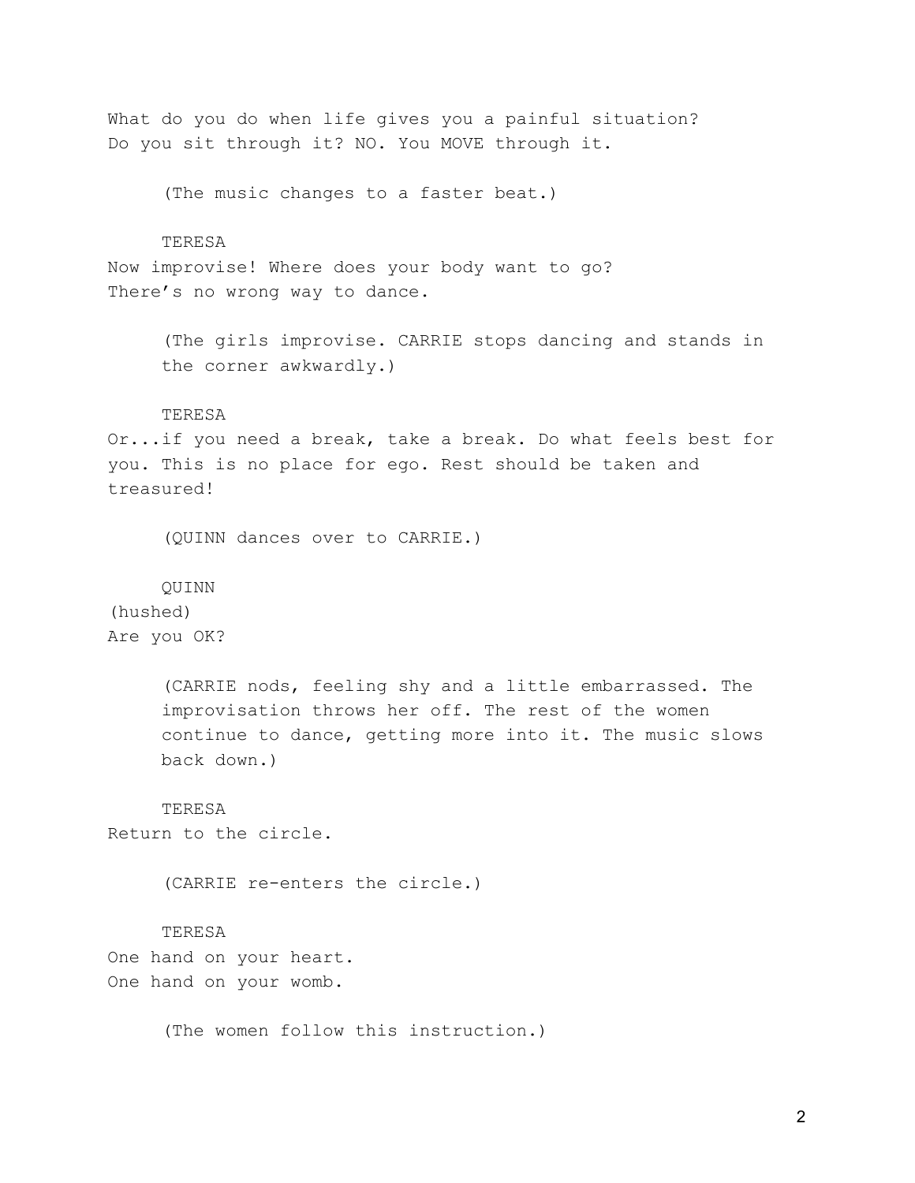What do you do when life gives you a painful situation?
Do you sit through it? NO. You MOVE through it.

(The music changes to a faster beat.)

TERESA
Now improvise! Where does your body want to go?
There's no wrong way to dance.

(The girls improvise. CARRIE stops dancing and stands in the corner awkwardly.)

TERESA
Or...if you need a break, take a break. Do what feels best for you. This is no place for ego. Rest should be taken and treasured!

(QUINN dances over to CARRIE.)

QUINN
(hushed)
Are you OK?

(CARRIE nods, feeling shy and a little embarrassed. The improvisation throws her off. The rest of the women continue to dance, getting more into it. The music slows back down.)

TERESA
Return to the circle.

(CARRIE re-enters the circle.)

TERESA
One hand on your heart.
One hand on your womb.

(The women follow this instruction.)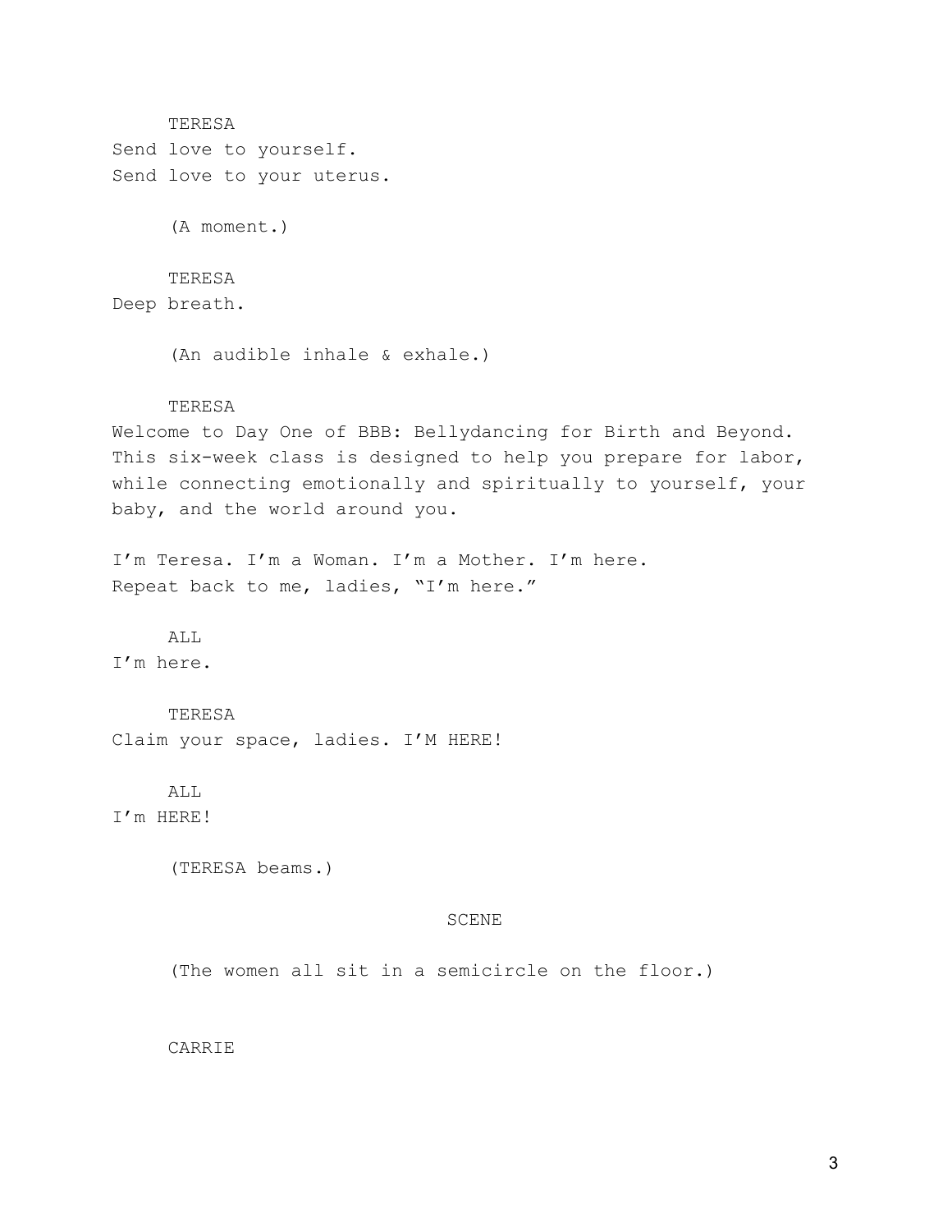TERESA

Send love to yourself.
Send love to your uterus.

(A moment.)

TERESA

Deep breath.

(An audible inhale & exhale.)

TERESA

Welcome to Day One of BBB: Bellydancing for Birth and Beyond. This six-week class is designed to help you prepare for labor, while connecting emotionally and spiritually to yourself, your baby, and the world around you.

I'm Teresa. I'm a Woman. I'm a Mother. I'm here.
Repeat back to me, ladies, "I'm here."

ALL

I'm here.

TERESA

Claim your space, ladies. I'M HERE!

ALL

I'm HERE!

(TERESA beams.)

SCENE

(The women all sit in a semicircle on the floor.)

CARRIE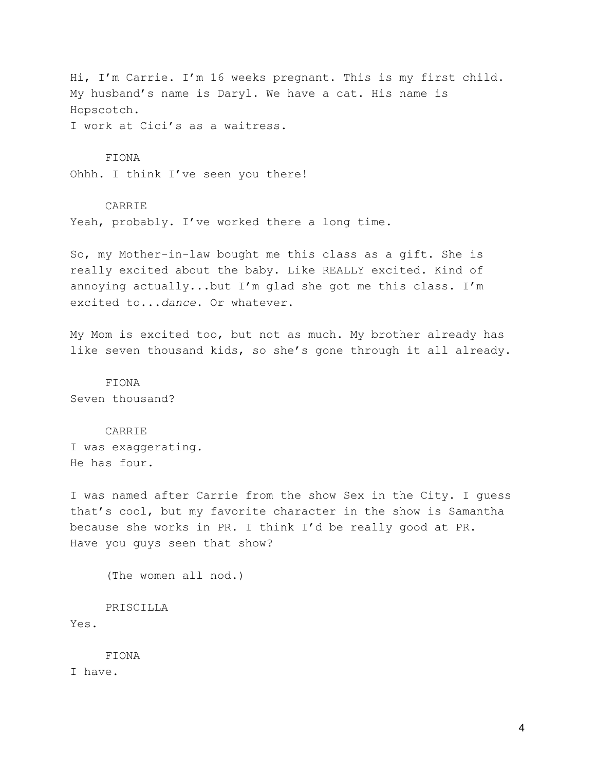Hi, I'm Carrie. I'm 16 weeks pregnant. This is my first child. My husband's name is Daryl. We have a cat. His name is Hopscotch.
I work at Cici's as a waitress.

FIONA
Ohhh. I think I've seen you there!

CARRIE
Yeah, probably. I've worked there a long time.

So, my Mother-in-law bought me this class as a gift. She is really excited about the baby. Like REALLY excited. Kind of annoying actually...but I'm glad she got me this class. I'm excited to...*dance*. Or whatever.

My Mom is excited too, but not as much. My brother already has like seven thousand kids, so she's gone through it all already.

FIONA
Seven thousand?

CARRIE
I was exaggerating.
He has four.

I was named after Carrie from the show Sex in the City. I guess that's cool, but my favorite character in the show is Samantha because she works in PR. I think I'd be really good at PR. Have you guys seen that show?

(The women all nod.)

PRISCILLA
Yes.

FIONA
I have.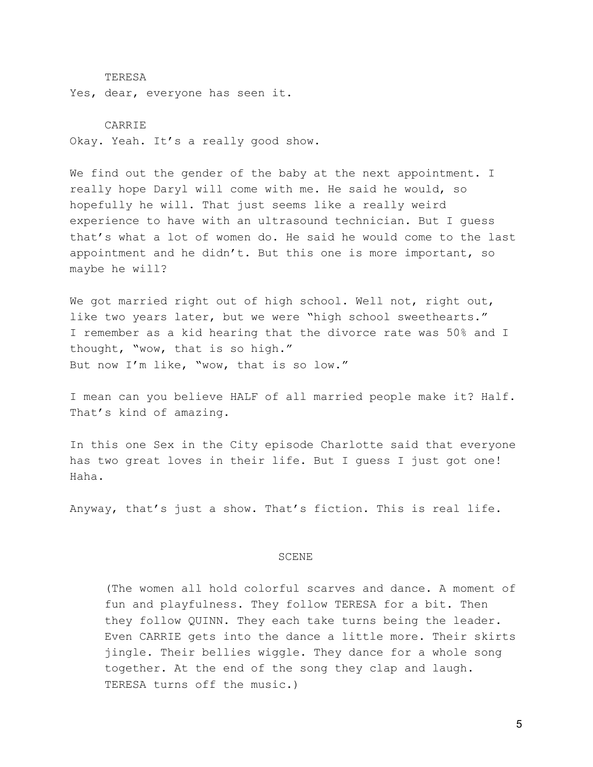TERESA

Yes, dear, everyone has seen it.

CARRIE

Okay. Yeah. It's a really good show.

We find out the gender of the baby at the next appointment. I really hope Daryl will come with me. He said he would, so hopefully he will. That just seems like a really weird experience to have with an ultrasound technician. But I guess that's what a lot of women do. He said he would come to the last appointment and he didn't. But this one is more important, so maybe he will?

We got married right out of high school. Well not, right out, like two years later, but we were "high school sweethearts."
I remember as a kid hearing that the divorce rate was 50% and I thought, "wow, that is so high."
But now I'm like, "wow, that is so low."

I mean can you believe HALF of all married people make it? Half. That's kind of amazing.

In this one Sex in the City episode Charlotte said that everyone has two great loves in their life. But I guess I just got one! Haha.

Anyway, that's just a show. That's fiction. This is real life.

SCENE

(The women all hold colorful scarves and dance. A moment of fun and playfulness. They follow TERESA for a bit. Then they follow QUINN. They each take turns being the leader. Even CARRIE gets into the dance a little more. Their skirts jingle. Their bellies wiggle. They dance for a whole song together. At the end of the song they clap and laugh. TERESA turns off the music.)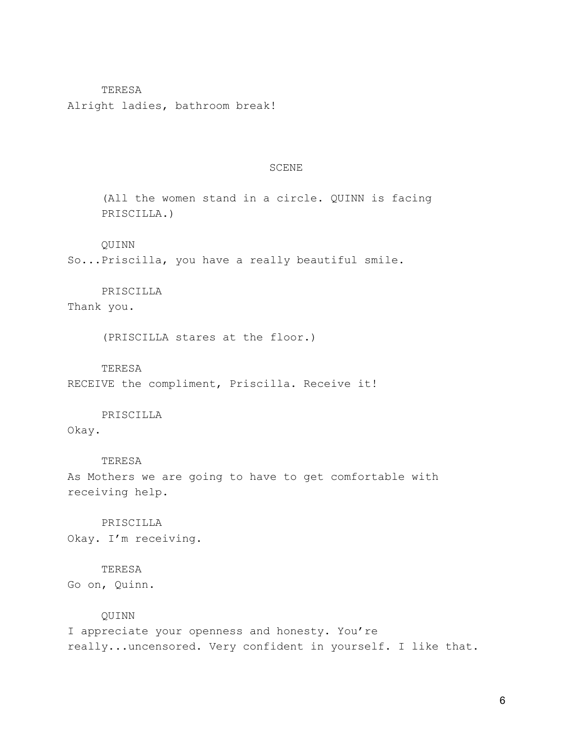TERESA

Alright ladies, bathroom break!

SCENE

(All the women stand in a circle. QUINN is facing PRISCILLA.)

QUINN

So...Priscilla, you have a really beautiful smile.

PRISCILLA

Thank you.

(PRISCILLA stares at the floor.)

TERESA

RECEIVE the compliment, Priscilla. Receive it!

PRISCILLA

Okay.

TERESA

As Mothers we are going to have to get comfortable with receiving help.

PRISCILLA

Okay. I'm receiving.

TERESA

Go on, Quinn.

QUINN

I appreciate your openness and honesty. You're really...uncensored. Very confident in yourself. I like that.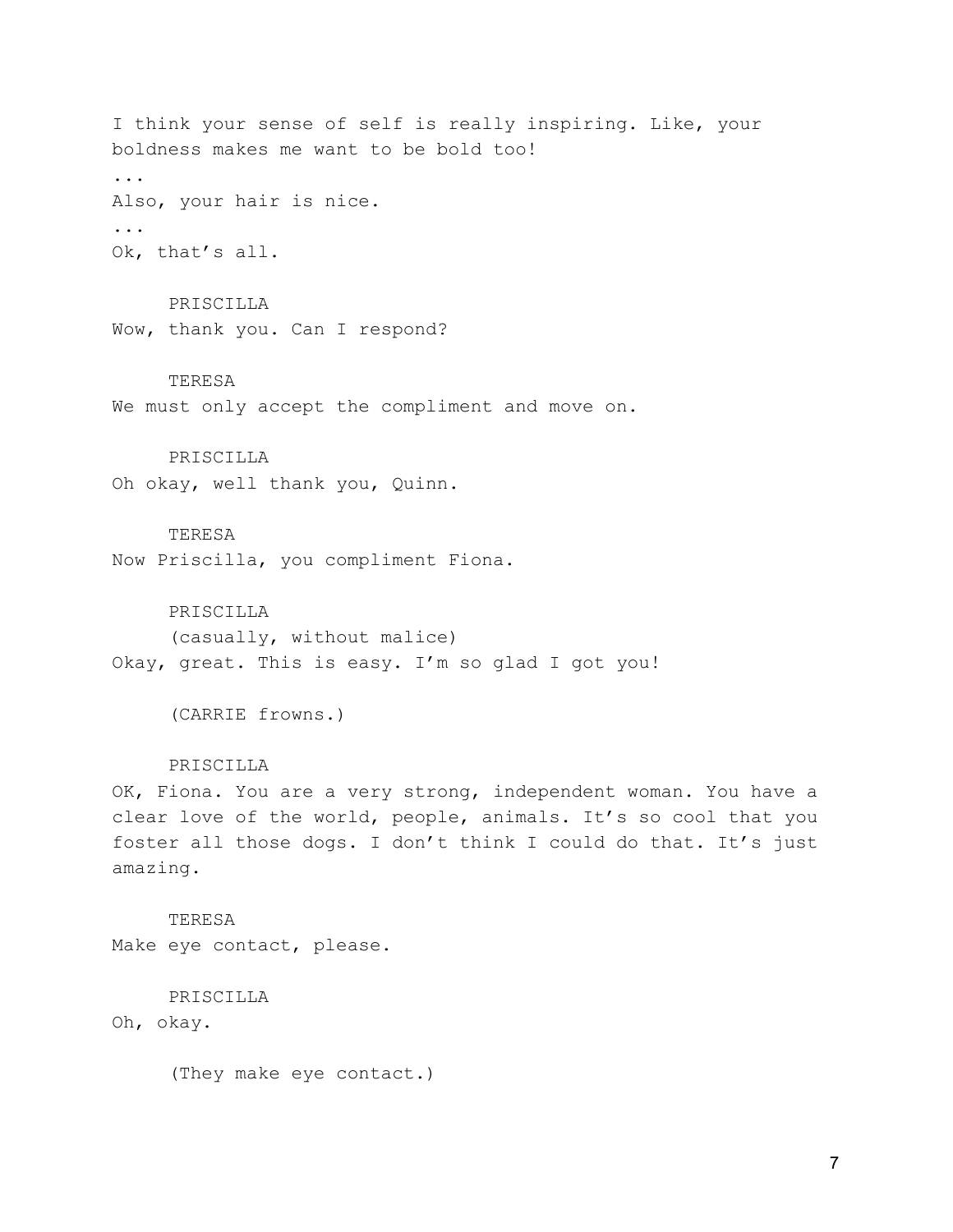I think your sense of self is really inspiring. Like, your boldness makes me want to be bold too!

...

Also, your hair is nice.

...

Ok, that's all.

PRISCILLA

Wow, thank you. Can I respond?

TERESA

We must only accept the compliment and move on.

PRISCILLA

Oh okay, well thank you, Quinn.

TERESA

Now Priscilla, you compliment Fiona.

PRISCILLA

(casually, without malice)

Okay, great. This is easy. I'm so glad I got you!

(CARRIE frowns.)

PRISCILLA

OK, Fiona. You are a very strong, independent woman. You have a clear love of the world, people, animals. It's so cool that you foster all those dogs. I don't think I could do that. It's just amazing.

TERESA

Make eye contact, please.

PRISCILLA

Oh, okay.

(They make eye contact.)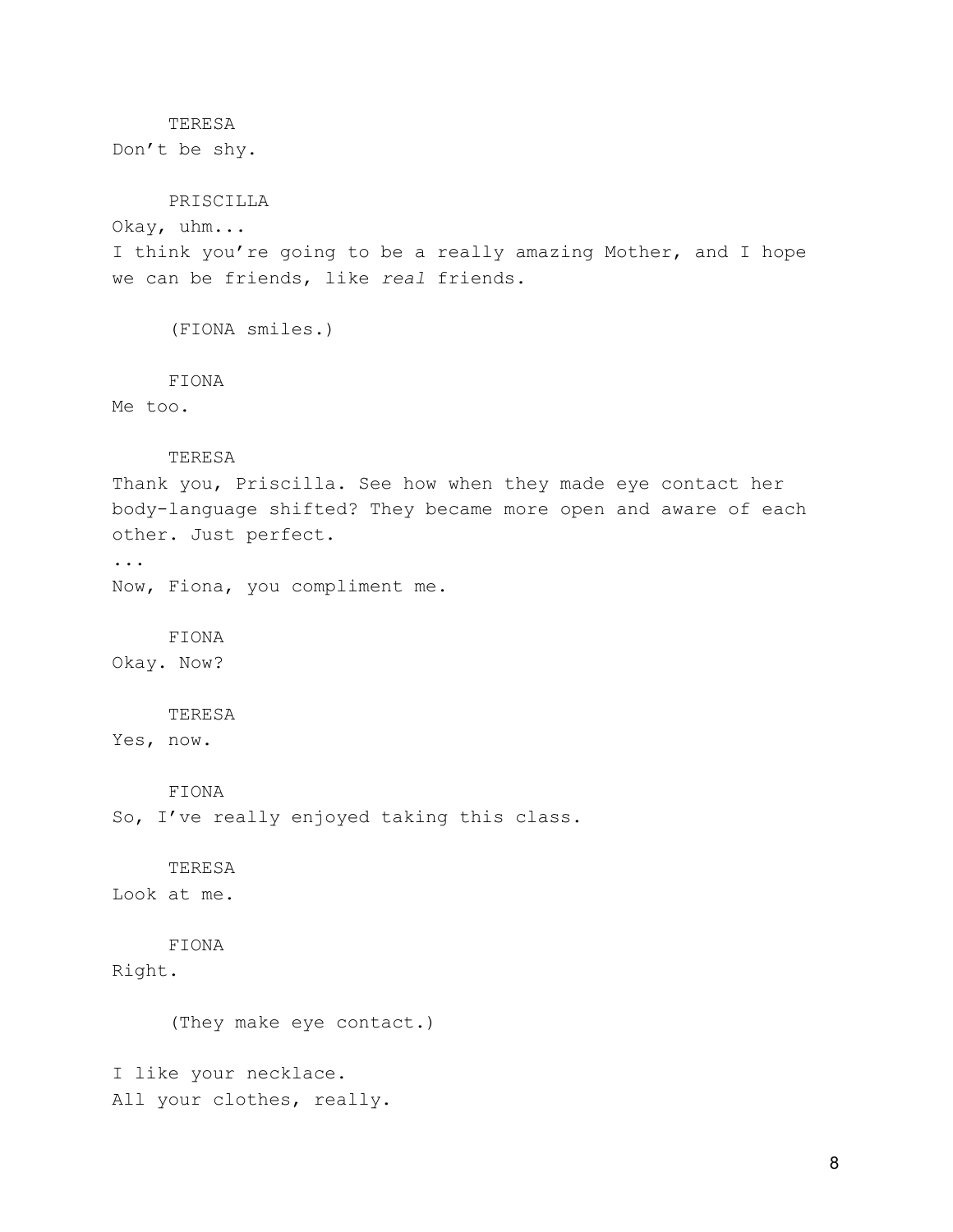TERESA

Don't be shy.

PRISCILLA

Okay, uhm...
I think you're going to be a really amazing Mother, and I hope we can be friends, like *real* friends.

(FIONA smiles.)

FIONA

Me too.

TERESA

Thank you, Priscilla. See how when they made eye contact her body-language shifted? They became more open and aware of each other. Just perfect.
...
Now, Fiona, you compliment me.

FIONA

Okay. Now?

TERESA

Yes, now.

FIONA

So, I've really enjoyed taking this class.

TERESA

Look at me.

FIONA

Right.

(They make eye contact.)

I like your necklace.
All your clothes, really.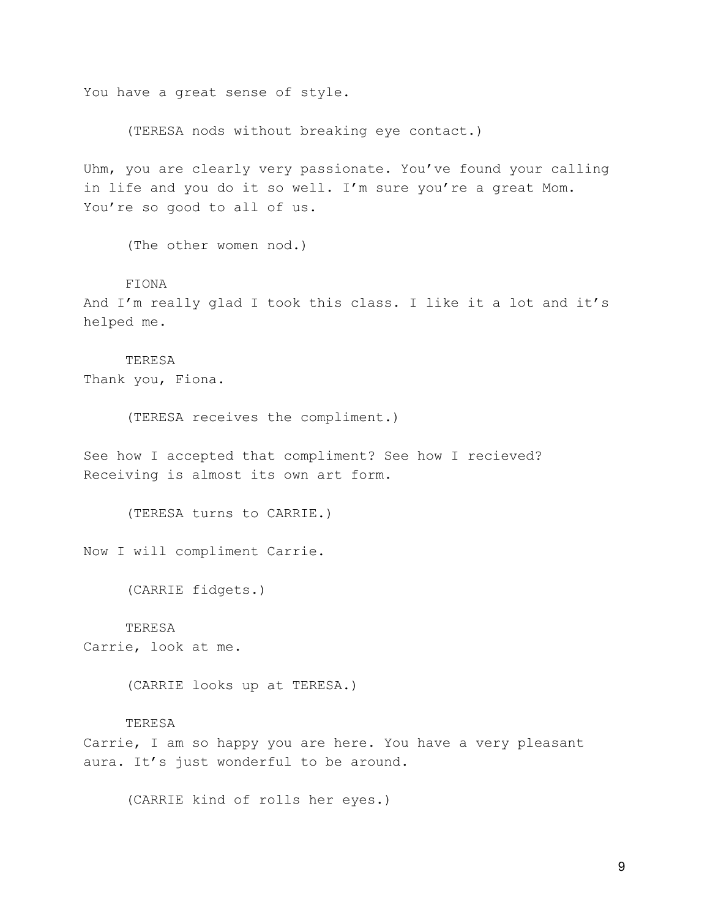You have a great sense of style.

(TERESA nods without breaking eye contact.)

Uhm, you are clearly very passionate. You've found your calling in life and you do it so well. I'm sure you're a great Mom. You're so good to all of us.

(The other women nod.)

FIONA

And I'm really glad I took this class. I like it a lot and it's helped me.

TERESA

Thank you, Fiona.

(TERESA receives the compliment.)

See how I accepted that compliment? See how I recieved? Receiving is almost its own art form.

(TERESA turns to CARRIE.)

Now I will compliment Carrie.

(CARRIE fidgets.)

TERESA

Carrie, look at me.

(CARRIE looks up at TERESA.)

TERESA

Carrie, I am so happy you are here. You have a very pleasant aura. It's just wonderful to be around.

(CARRIE kind of rolls her eyes.)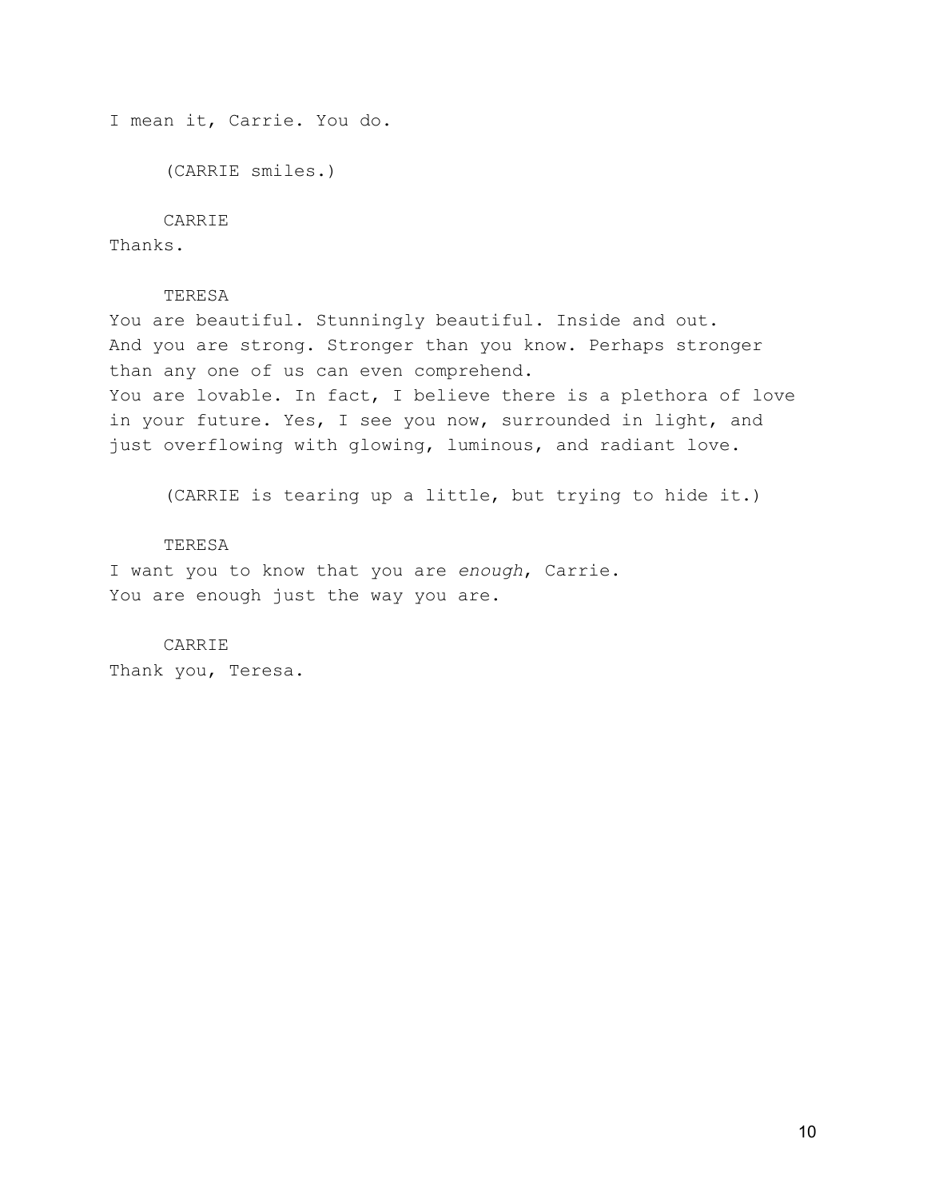I mean it, Carrie. You do.

(CARRIE smiles.)

CARRIE

Thanks.

TERESA

You are beautiful. Stunningly beautiful. Inside and out.
And you are strong. Stronger than you know. Perhaps stronger than any one of us can even comprehend.
You are lovable. In fact, I believe there is a plethora of love in your future. Yes, I see you now, surrounded in light, and just overflowing with glowing, luminous, and radiant love.

(CARRIE is tearing up a little, but trying to hide it.)

TERESA

I want you to know that you are *enough*, Carrie.
You are enough just the way you are.

CARRIE

Thank you, Teresa.